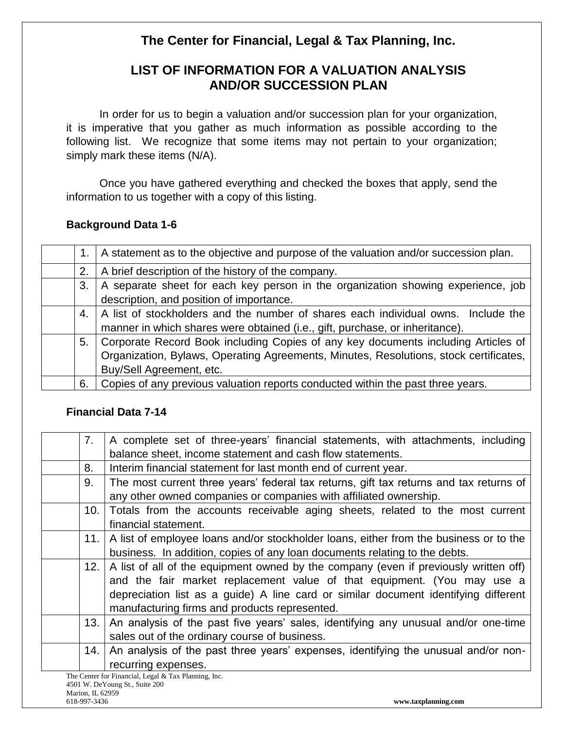# The Center for Financial, Legal & Tax Planning, Inc.

## LIST OF INFORMATION FOR A VALUATION ANALYSIS AND/OR SUCCESSION PLAN

In order for us to begin a valuation and/or succession plan for your organization, it is imperative that you gather as much information as possible according to the following list. We recognize that some items may not pertain to your organization; simply mark these items (N/A).

Once you have gathered everything and checked the boxes that apply, send the information to us together with a copy of this listing.

### Background Data 1-6

| | | |
|---|---|---|
| | 1. | A statement as to the objective and purpose of the valuation and/or succession plan. |
| | 2. | A brief description of the history of the company. |
| | 3. | A separate sheet for each key person in the organization showing experience, job description, and position of importance. |
| | 4. | A list of stockholders and the number of shares each individual owns. Include the manner in which shares were obtained (i.e., gift, purchase, or inheritance). |
| | 5. | Corporate Record Book including Copies of any key documents including Articles of Organization, Bylaws, Operating Agreements, Minutes, Resolutions, stock certificates, Buy/Sell Agreement, etc. |
| | 6. | Copies of any previous valuation reports conducted within the past three years. |

### Financial Data 7-14

| | | |
|---|---|---|
| | 7. | A complete set of three-years' financial statements, with attachments, including balance sheet, income statement and cash flow statements. |
| | 8. | Interim financial statement for last month end of current year. |
| | 9. | The most current three years' federal tax returns, gift tax returns and tax returns of any other owned companies or companies with affiliated ownership. |
| | 10. | Totals from the accounts receivable aging sheets, related to the most current financial statement. |
| | 11. | A list of employee loans and/or stockholder loans, either from the business or to the business. In addition, copies of any loan documents relating to the debts. |
| | 12. | A list of all of the equipment owned by the company (even if previously written off) and the fair market replacement value of that equipment. (You may use a depreciation list as a guide) A line card or similar document identifying different manufacturing firms and products represented. |
| | 13. | An analysis of the past five years' sales, identifying any unusual and/or one-time sales out of the ordinary course of business. |
| | 14. | An analysis of the past three years' expenses, identifying the unusual and/or non-recurring expenses. |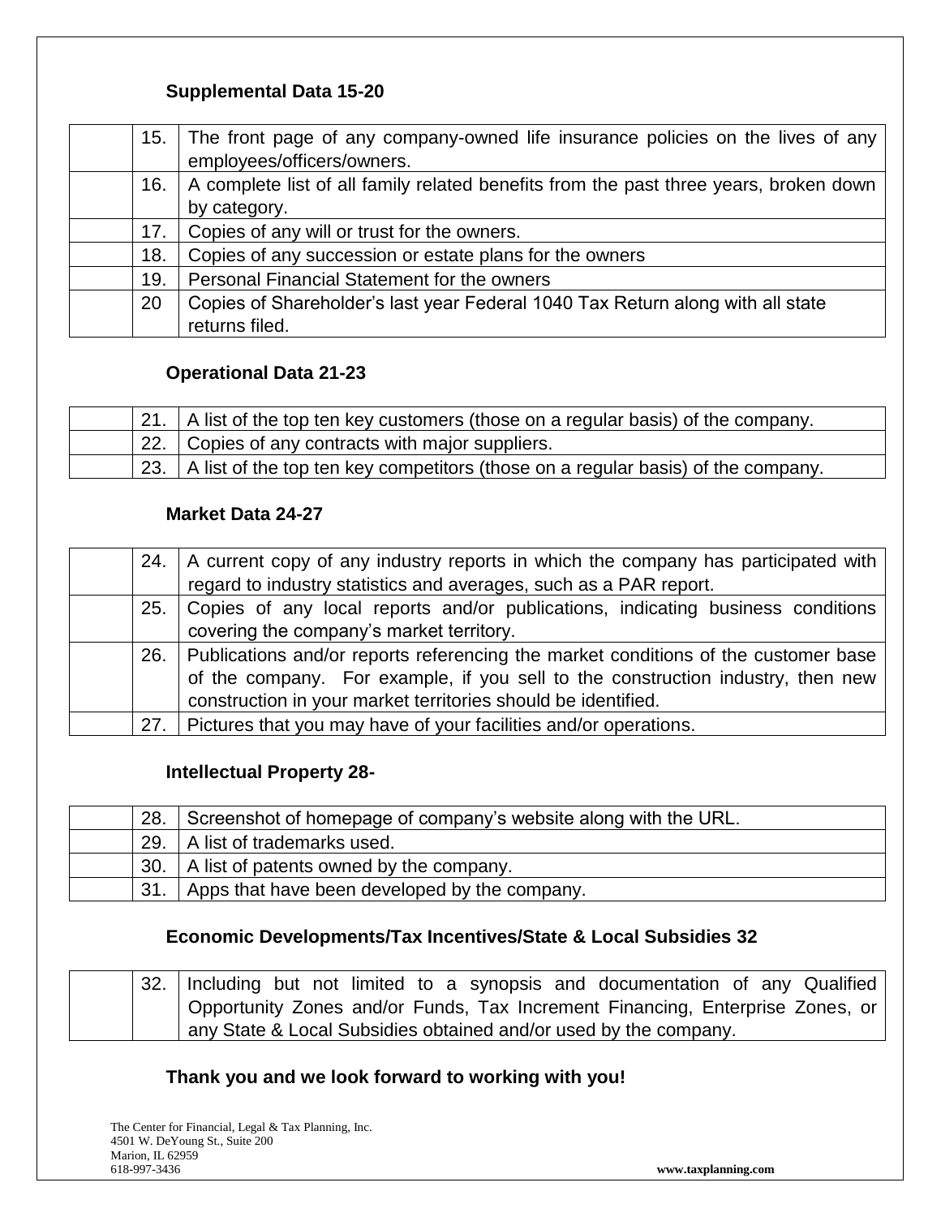### Supplemental Data 15-20

| | | |
|---|---|---|
| | 15. | The front page of any company-owned life insurance policies on the lives of any employees/officers/owners. |
| | 16. | A complete list of all family related benefits from the past three years, broken down by category. |
| | 17. | Copies of any will or trust for the owners. |
| | 18. | Copies of any succession or estate plans for the owners |
| | 19. | Personal Financial Statement for the owners |
| | 20 | Copies of Shareholder's last year Federal 1040 Tax Return along with all state returns filed. |

### Operational Data 21-23

| | | |
|---|---|---|
| | 21. | A list of the top ten key customers (those on a regular basis) of the company. |
| | 22. | Copies of any contracts with major suppliers. |
| | 23. | A list of the top ten key competitors (those on a regular basis) of the company. |

### Market Data 24-27

| | | |
|---|---|---|
| | 24. | A current copy of any industry reports in which the company has participated with regard to industry statistics and averages, such as a PAR report. |
| | 25. | Copies of any local reports and/or publications, indicating business conditions covering the company's market territory. |
| | 26. | Publications and/or reports referencing the market conditions of the customer base of the company. For example, if you sell to the construction industry, then new construction in your market territories should be identified. |
| | 27. | Pictures that you may have of your facilities and/or operations. |

### Intellectual Property 28-

| | | |
|---|---|---|
| | 28. | Screenshot of homepage of company's website along with the URL. |
| | 29. | A list of trademarks used. |
| | 30. | A list of patents owned by the company. |
| | 31. | Apps that have been developed by the company. |

### Economic Developments/Tax Incentives/State & Local Subsidies 32

| | | |
|---|---|---|
| | 32. | Including but not limited to a synopsis and documentation of any Qualified Opportunity Zones and/or Funds, Tax Increment Financing, Enterprise Zones, or any State & Local Subsidies obtained and/or used by the company. |

**Thank you and we look forward to working with you!**

The Center for Financial, Legal & Tax Planning, Inc.
4501 W. DeYoung St., Suite 200
Marion, IL 62959
618-997-3436

**www.taxplanning.com**